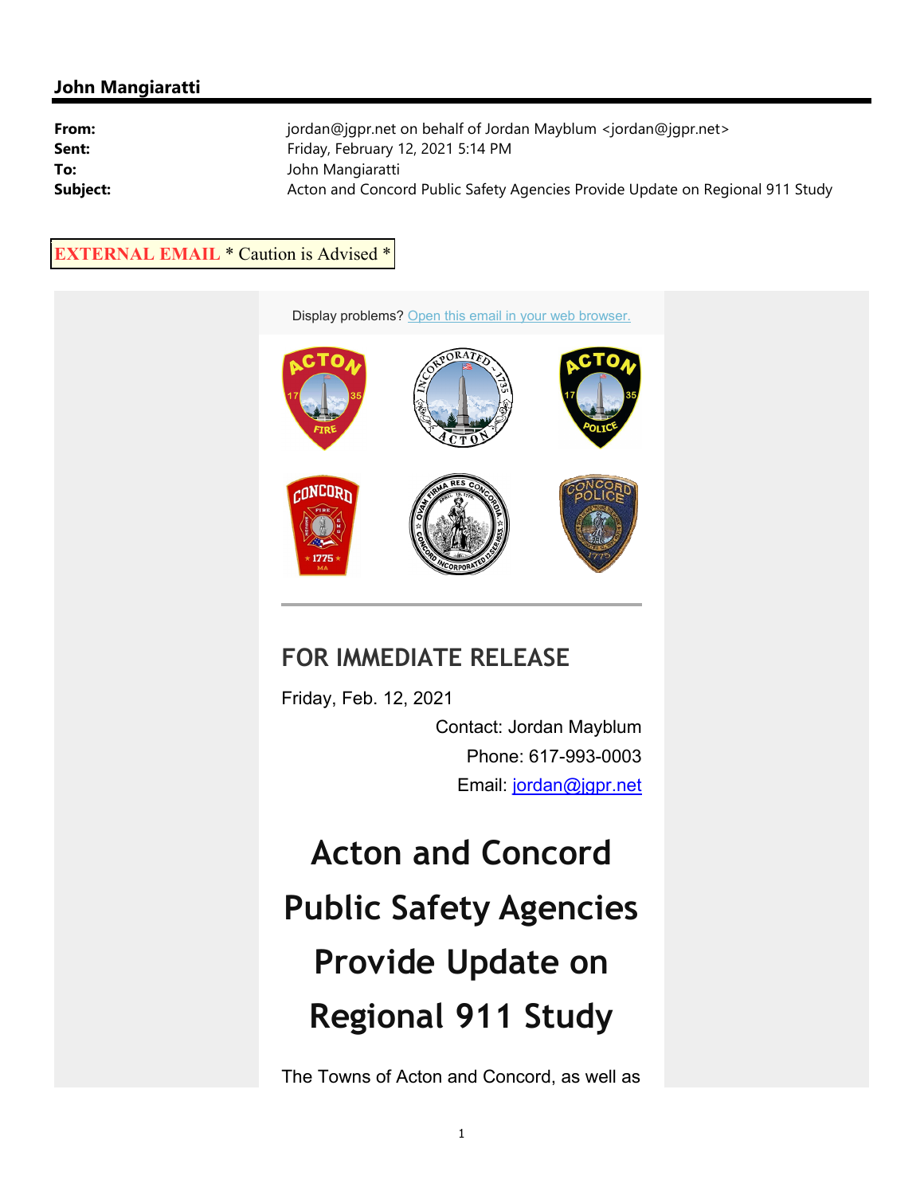## John Mangiaratti

**From:** jordan@jgpr.net on behalf of Jordan Mayblum <jordan@jgpr.net>
**Sent:** Friday, February 12, 2021 5:14 PM
**To:** John Mangiaratti
**Subject:** Acton and Concord Public Safety Agencies Provide Update on Regional 911 Study

EXTERNAL EMAIL * Caution is Advised *

Display problems? Open this email in your web browser.

## FOR IMMEDIATE RELEASE

Friday, Feb. 12, 2021

Contact: Jordan Mayblum
Phone: 617-993-0003
Email: jordan@jgpr.net

# Acton and Concord Public Safety Agencies Provide Update on Regional 911 Study

The Towns of Acton and Concord, as well as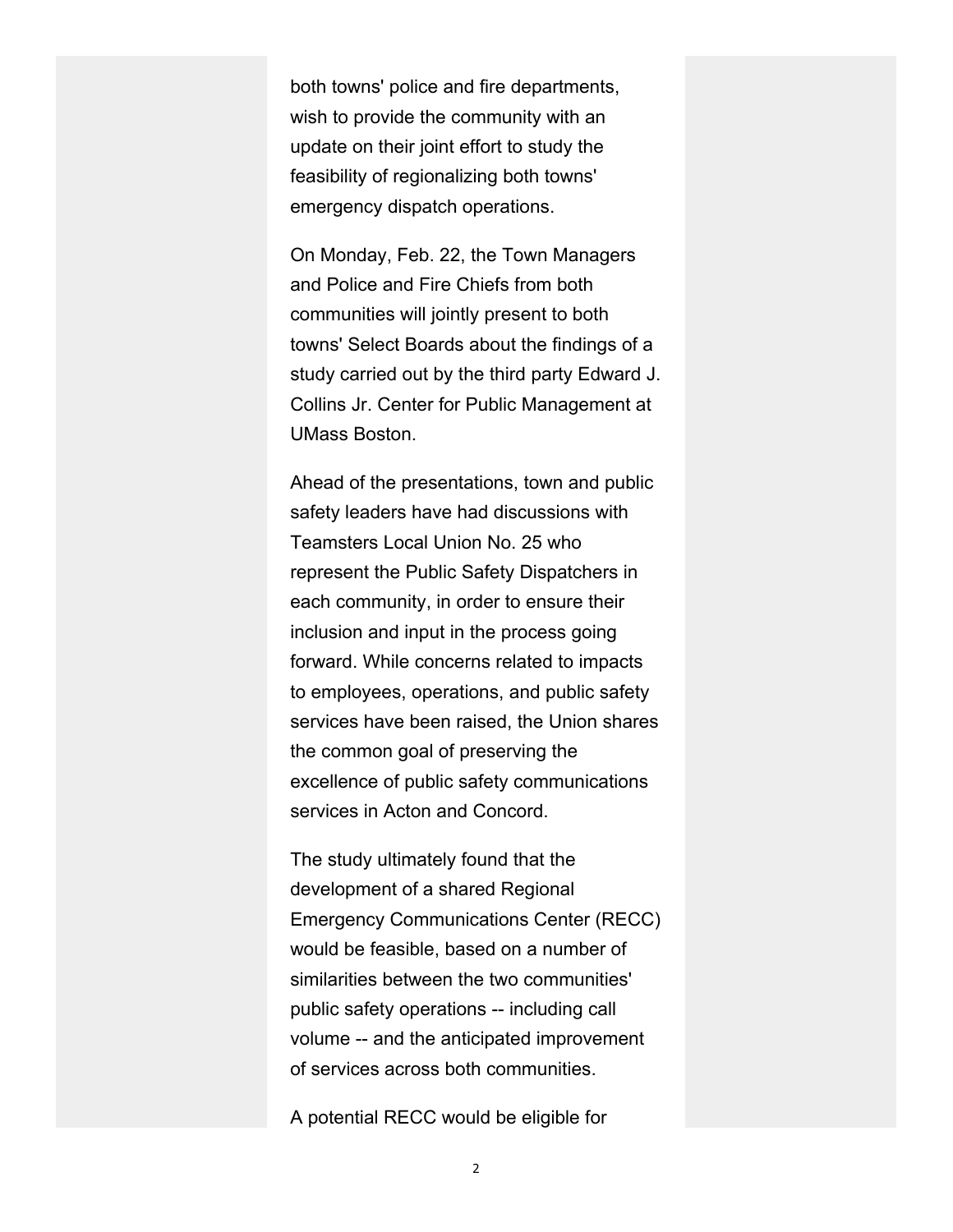both towns' police and fire departments, wish to provide the community with an update on their joint effort to study the feasibility of regionalizing both towns' emergency dispatch operations.

On Monday, Feb. 22, the Town Managers and Police and Fire Chiefs from both communities will jointly present to both towns' Select Boards about the findings of a study carried out by the third party Edward J. Collins Jr. Center for Public Management at UMass Boston.

Ahead of the presentations, town and public safety leaders have had discussions with Teamsters Local Union No. 25 who represent the Public Safety Dispatchers in each community, in order to ensure their inclusion and input in the process going forward. While concerns related to impacts to employees, operations, and public safety services have been raised, the Union shares the common goal of preserving the excellence of public safety communications services in Acton and Concord.

The study ultimately found that the development of a shared Regional Emergency Communications Center (RECC) would be feasible, based on a number of similarities between the two communities' public safety operations -- including call volume -- and the anticipated improvement of services across both communities.

A potential RECC would be eligible for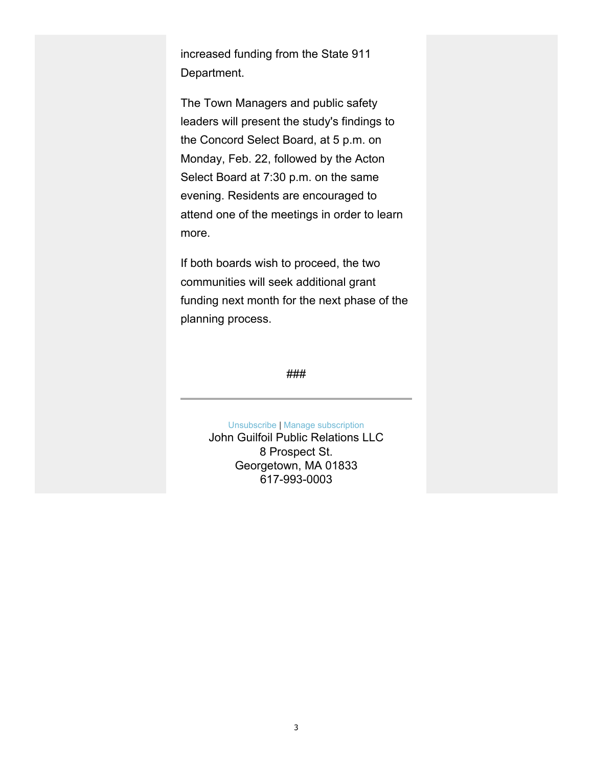increased funding from the State 911 Department.

The Town Managers and public safety leaders will present the study's findings to the Concord Select Board, at 5 p.m. on Monday, Feb. 22, followed by the Acton Select Board at 7:30 p.m. on the same evening. Residents are encouraged to attend one of the meetings in order to learn more.

If both boards wish to proceed, the two communities will seek additional grant funding next month for the next phase of the planning process.

###

---

Unsubscribe | Manage subscription
John Guilfoil Public Relations LLC
8 Prospect St.
Georgetown, MA 01833
617-993-0003